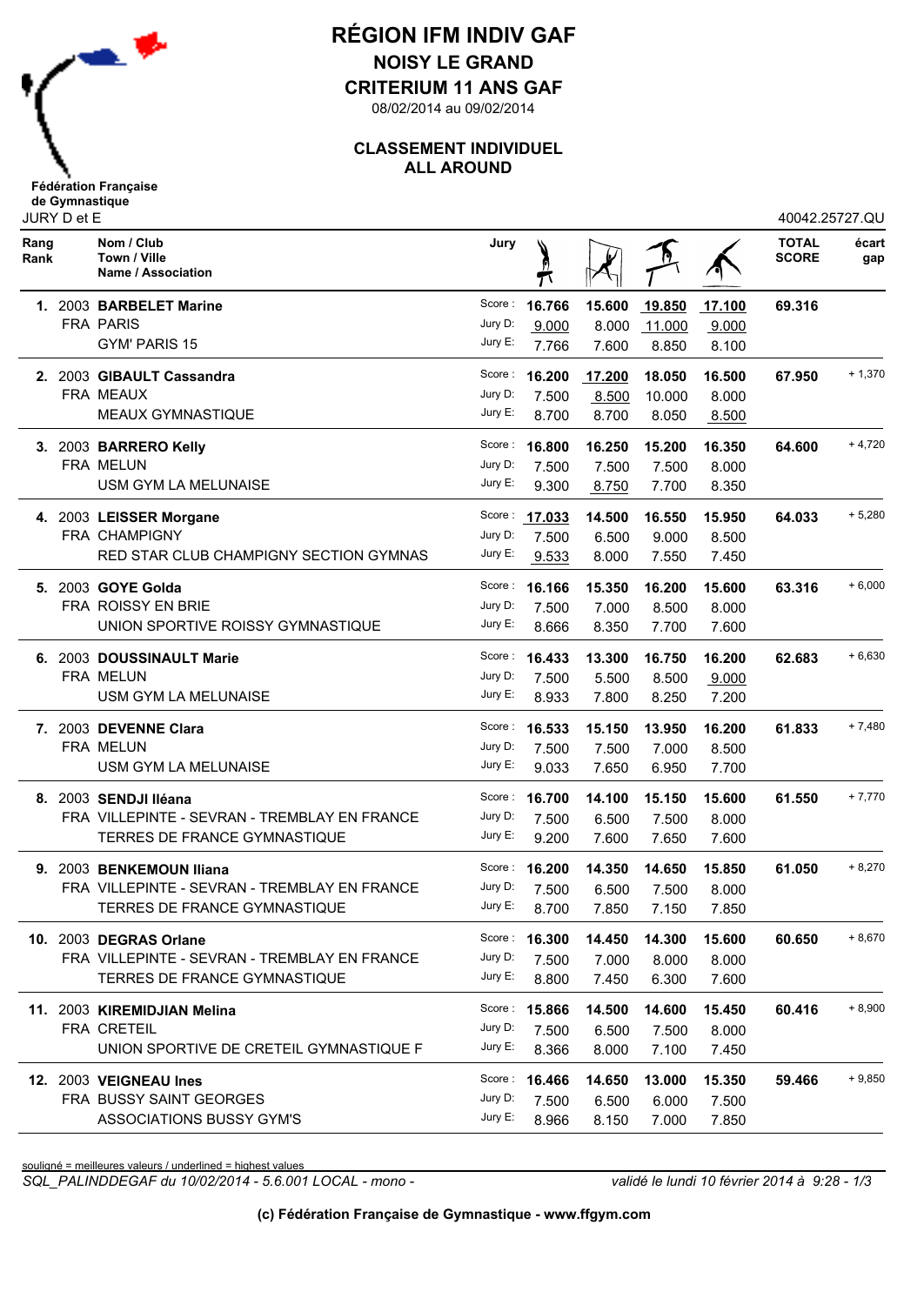# RÉGION IFM INDIV GAF

## NOISY LE GRAND

## CRITERIUM 11 ANS GAF

08/02/2014 au 09/02/2014

### CLASSEMENT INDIVIDUEL
### ALL AROUND

Fédération Française de Gymnastique

JURY D et E — 40042.25727.QU

| Rang / Rank | | Nom / Club / Town / Ville / Name / Association | Jury | Saut | Barres | Poutre | Sol | TOTAL SCORE | écart gap |
|---|---|---|---|---|---|---|---|---|---|
| **1.** | 2003 | **BARBELET Marine** | Score : | 16.766 | 15.600 | <u>19.850</u> | <u>17.100</u> | 69.316 | |
| | | FRA PARIS | Jury D: | <u>9.000</u> | 8.000 | <u>11.000</u> | <u>9.000</u> | | |
| | | GYM' PARIS 15 | Jury E: | 7.766 | 7.600 | 8.850 | 8.100 | | |
| **2.** | 2003 | **GIBAULT Cassandra** | Score : | 16.200 | <u>17.200</u> | 18.050 | 16.500 | 67.950 | + 1,370 |
| | | FRA MEAUX | Jury D: | 7.500 | <u>8.500</u> | 10.000 | 8.000 | | |
| | | MEAUX GYMNASTIQUE | Jury E: | 8.700 | 8.700 | 8.050 | <u>8.500</u> | | |
| **3.** | 2003 | **BARRERO Kelly** | Score : | 16.800 | 16.250 | 15.200 | 16.350 | 64.600 | + 4,720 |
| | | FRA MELUN | Jury D: | 7.500 | 7.500 | 7.500 | 8.000 | | |
| | | USM GYM LA MELUNAISE | Jury E: | 9.300 | <u>8.750</u> | 7.700 | 8.350 | | |
| **4.** | 2003 | **LEISSER Morgane** | Score : | <u>17.033</u> | 14.500 | 16.550 | 15.950 | 64.033 | + 5,280 |
| | | FRA CHAMPIGNY | Jury D: | 7.500 | 6.500 | 9.000 | 8.500 | | |
| | | RED STAR CLUB CHAMPIGNY SECTION GYMNAS | Jury E: | <u>9.533</u> | 8.000 | 7.550 | 7.450 | | |
| **5.** | 2003 | **GOYE Golda** | Score : | 16.166 | 15.350 | 16.200 | 15.600 | 63.316 | + 6,000 |
| | | FRA ROISSY EN BRIE | Jury D: | 7.500 | 7.000 | 8.500 | 8.000 | | |
| | | UNION SPORTIVE ROISSY GYMNASTIQUE | Jury E: | 8.666 | 8.350 | 7.700 | 7.600 | | |
| **6.** | 2003 | **DOUSSINAULT Marie** | Score : | 16.433 | 13.300 | 16.750 | 16.200 | 62.683 | + 6,630 |
| | | FRA MELUN | Jury D: | 7.500 | 5.500 | 8.500 | <u>9.000</u> | | |
| | | USM GYM LA MELUNAISE | Jury E: | 8.933 | 7.800 | 8.250 | 7.200 | | |
| **7.** | 2003 | **DEVENNE Clara** | Score : | 16.533 | 15.150 | 13.950 | 16.200 | 61.833 | + 7,480 |
| | | FRA MELUN | Jury D: | 7.500 | 7.500 | 7.000 | 8.500 | | |
| | | USM GYM LA MELUNAISE | Jury E: | 9.033 | 7.650 | 6.950 | 7.700 | | |
| **8.** | 2003 | **SENDJI Iléana** | Score : | 16.700 | 14.100 | 15.150 | 15.600 | 61.550 | + 7,770 |
| | | FRA VILLEPINTE - SEVRAN - TREMBLAY EN FRANCE | Jury D: | 7.500 | 6.500 | 7.500 | 8.000 | | |
| | | TERRES DE FRANCE GYMNASTIQUE | Jury E: | 9.200 | 7.600 | 7.650 | 7.600 | | |
| **9.** | 2003 | **BENKEMOUN Iliana** | Score : | 16.200 | 14.350 | 14.650 | 15.850 | 61.050 | + 8,270 |
| | | FRA VILLEPINTE - SEVRAN - TREMBLAY EN FRANCE | Jury D: | 7.500 | 6.500 | 7.500 | 8.000 | | |
| | | TERRES DE FRANCE GYMNASTIQUE | Jury E: | 8.700 | 7.850 | 7.150 | 7.850 | | |
| **10.** | 2003 | **DEGRAS Orlane** | Score : | 16.300 | 14.450 | 14.300 | 15.600 | 60.650 | + 8,670 |
| | | FRA VILLEPINTE - SEVRAN - TREMBLAY EN FRANCE | Jury D: | 7.500 | 7.000 | 8.000 | 8.000 | | |
| | | TERRES DE FRANCE GYMNASTIQUE | Jury E: | 8.800 | 7.450 | 6.300 | 7.600 | | |
| **11.** | 2003 | **KIREMIDJIAN Melina** | Score : | 15.866 | 14.500 | 14.600 | 15.450 | 60.416 | + 8,900 |
| | | FRA CRETEIL | Jury D: | 7.500 | 6.500 | 7.500 | 8.000 | | |
| | | UNION SPORTIVE DE CRETEIL GYMNASTIQUE F | Jury E: | 8.366 | 8.000 | 7.100 | 7.450 | | |
| **12.** | 2003 | **VEIGNEAU Ines** | Score : | 16.466 | 14.650 | 13.000 | 15.350 | 59.466 | + 9,850 |
| | | FRA BUSSY SAINT GEORGES | Jury D: | 7.500 | 6.500 | 6.000 | 7.500 | | |
| | | ASSOCIATIONS BUSSY GYM'S | Jury E: | 8.966 | 8.150 | 7.000 | 7.850 | | |

souligné = meilleures valeurs / underlined = highest values

*SQL_PALINDDEGAF du 10/02/2014 - 5.6.001 LOCAL - mono -* — *validé le lundi 10 février 2014 à 9:28*

**(c) Fédération Française de Gymnastique - www.ffgym.com**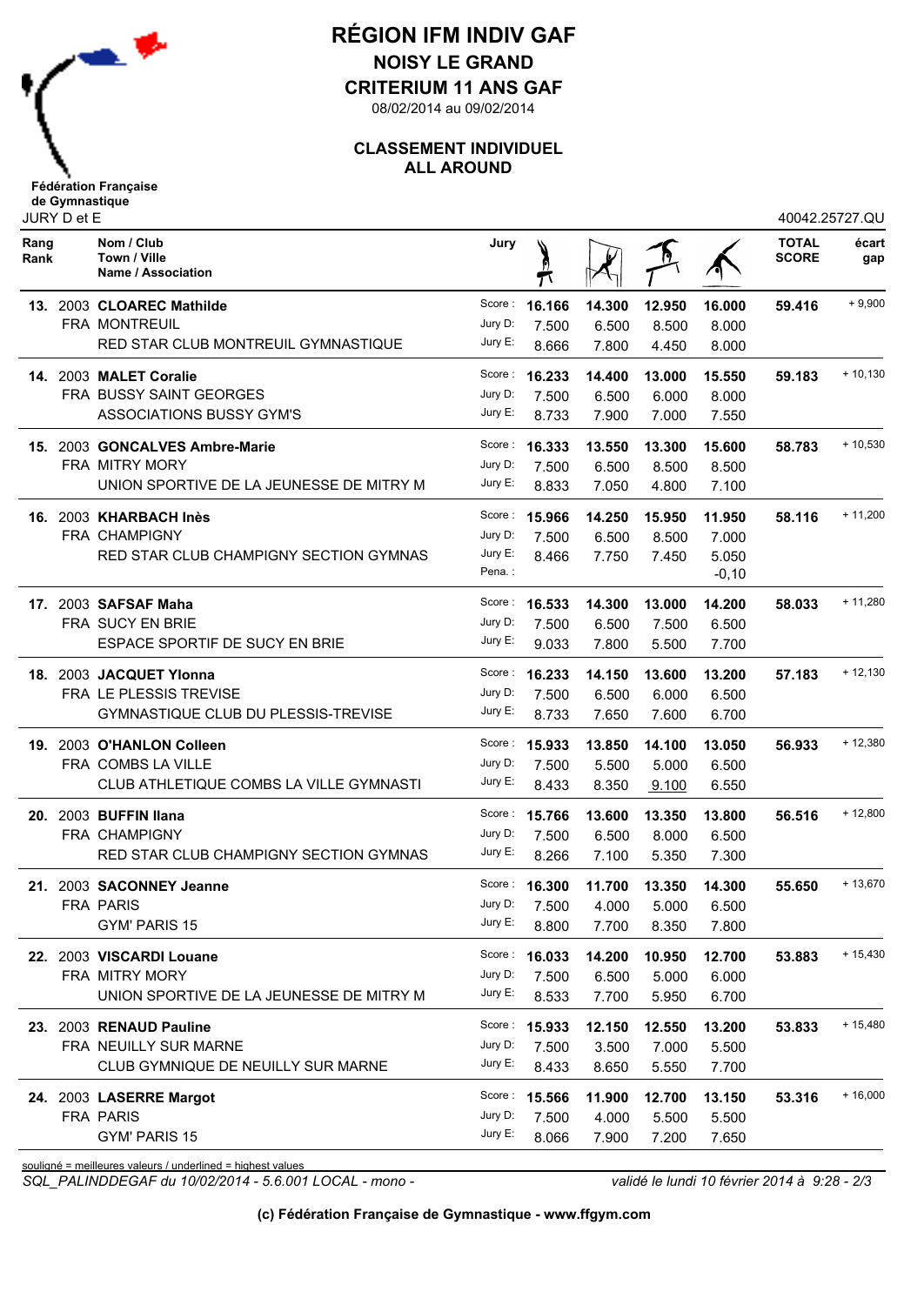# RÉGION IFM INDIV GAF

## NOISY LE GRAND

## CRITERIUM 11 ANS GAF

08/02/2014 au 09/02/2014

### CLASSEMENT INDIVIDUEL ALL AROUND

Fédération Française de Gymnastique

JURY D et E — 40042.25727.QU

| Rang Rank | Nom / Club Town / Ville Name / Association | Jury | Saut | Barres | Poutre | Sol | TOTAL SCORE | écart gap |
|---|---|---|---|---|---|---|---|---|
| **13.** | 2003 **CLOAREC Mathilde** | Score : | **16.166** | **14.300** | **12.950** | **16.000** | **59.416** | + 9,900 |
| | FRA MONTREUIL | Jury D: | 7.500 | 6.500 | 8.500 | 8.000 | | |
| | RED STAR CLUB MONTREUIL GYMNASTIQUE | Jury E: | 8.666 | 7.800 | 4.450 | 8.000 | | |
| **14.** | 2003 **MALET Coralie** | Score : | **16.233** | **14.400** | **13.000** | **15.550** | **59.183** | + 10,130 |
| | FRA BUSSY SAINT GEORGES | Jury D: | 7.500 | 6.500 | 6.000 | 8.000 | | |
| | ASSOCIATIONS BUSSY GYM'S | Jury E: | 8.733 | 7.900 | 7.000 | 7.550 | | |
| **15.** | 2003 **GONCALVES Ambre-Marie** | Score : | **16.333** | **13.550** | **13.300** | **15.600** | **58.783** | + 10,530 |
| | FRA MITRY MORY | Jury D: | 7.500 | 6.500 | 8.500 | 8.500 | | |
| | UNION SPORTIVE DE LA JEUNESSE DE MITRY M | Jury E: | 8.833 | 7.050 | 4.800 | 7.100 | | |
| **16.** | 2003 **KHARBACH Inès** | Score : | **15.966** | **14.250** | **15.950** | **11.950** | **58.116** | + 11,200 |
| | FRA CHAMPIGNY | Jury D: | 7.500 | 6.500 | 8.500 | 7.000 | | |
| | RED STAR CLUB CHAMPIGNY SECTION GYMNAS | Jury E: | 8.466 | 7.750 | 7.450 | 5.050 | | |
| | | Pena. : | | | | -0,10 | | |
| **17.** | 2003 **SAFSAF Maha** | Score : | **16.533** | **14.300** | **13.000** | **14.200** | **58.033** | + 11,280 |
| | FRA SUCY EN BRIE | Jury D: | 7.500 | 6.500 | 7.500 | 6.500 | | |
| | ESPACE SPORTIF DE SUCY EN BRIE | Jury E: | 9.033 | 7.800 | 5.500 | 7.700 | | |
| **18.** | 2003 **JACQUET Ylonna** | Score : | **16.233** | **14.150** | **13.600** | **13.200** | **57.183** | + 12,130 |
| | FRA LE PLESSIS TREVISE | Jury D: | 7.500 | 6.500 | 6.000 | 6.500 | | |
| | GYMNASTIQUE CLUB DU PLESSIS-TREVISE | Jury E: | 8.733 | 7.650 | 7.600 | 6.700 | | |
| **19.** | 2003 **O'HANLON Colleen** | Score : | **15.933** | **13.850** | **14.100** | **13.050** | **56.933** | + 12,380 |
| | FRA COMBS LA VILLE | Jury D: | 7.500 | 5.500 | 5.000 | 6.500 | | |
| | CLUB ATHLETIQUE COMBS LA VILLE GYMNASTI | Jury E: | 8.433 | 8.350 | 9.100 | 6.550 | | |
| **20.** | 2003 **BUFFIN Ilana** | Score : | **15.766** | **13.600** | **13.350** | **13.800** | **56.516** | + 12,800 |
| | FRA CHAMPIGNY | Jury D: | 7.500 | 6.500 | 8.000 | 6.500 | | |
| | RED STAR CLUB CHAMPIGNY SECTION GYMNAS | Jury E: | 8.266 | 7.100 | 5.350 | 7.300 | | |
| **21.** | 2003 **SACONNEY Jeanne** | Score : | **16.300** | **11.700** | **13.350** | **14.300** | **55.650** | + 13,670 |
| | FRA PARIS | Jury D: | 7.500 | 4.000 | 5.000 | 6.500 | | |
| | GYM' PARIS 15 | Jury E: | 8.800 | 7.700 | 8.350 | 7.800 | | |
| **22.** | 2003 **VISCARDI Louane** | Score : | **16.033** | **14.200** | **10.950** | **12.700** | **53.883** | + 15,430 |
| | FRA MITRY MORY | Jury D: | 7.500 | 6.500 | 5.000 | 6.000 | | |
| | UNION SPORTIVE DE LA JEUNESSE DE MITRY M | Jury E: | 8.533 | 7.700 | 5.950 | 6.700 | | |
| **23.** | 2003 **RENAUD Pauline** | Score : | **15.933** | **12.150** | **12.550** | **13.200** | **53.833** | + 15,480 |
| | FRA NEUILLY SUR MARNE | Jury D: | 7.500 | 3.500 | 7.000 | 5.500 | | |
| | CLUB GYMNIQUE DE NEUILLY SUR MARNE | Jury E: | 8.433 | 8.650 | 5.550 | 7.700 | | |
| **24.** | 2003 **LASERRE Margot** | Score : | **15.566** | **11.900** | **12.700** | **13.150** | **53.316** | + 16,000 |
| | FRA PARIS | Jury D: | 7.500 | 4.000 | 5.500 | 5.500 | | |
| | GYM' PARIS 15 | Jury E: | 8.066 | 7.900 | 7.200 | 7.650 | | |

souligné = meilleures valeurs / underlined = highest values

*SQL_PALINDDEGAF du 10/02/2014 - 5.6.001 LOCAL - mono -* *validé le lundi 10 février 2014 à 9:28*

**(c) Fédération Française de Gymnastique - www.ffgym.com**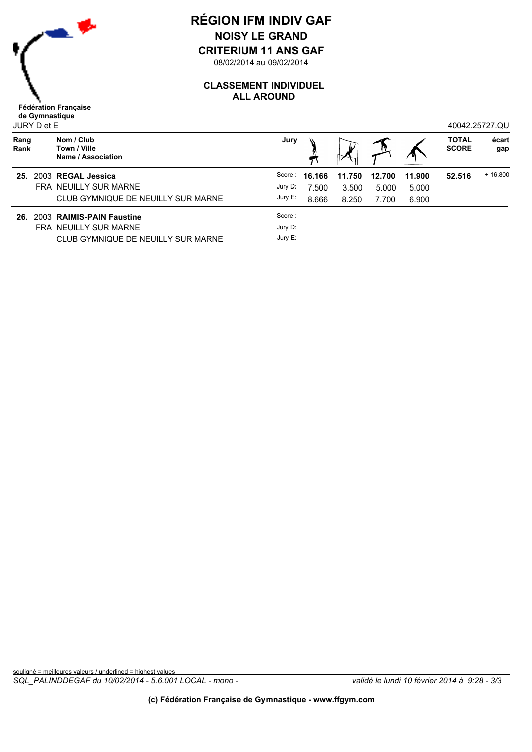# RÉGION IFM INDIV GAF

## NOISY LE GRAND

## CRITERIUM 11 ANS GAF

08/02/2014 au 09/02/2014

### CLASSEMENT INDIVIDUEL
### ALL AROUND

Fédération Française de Gymnastique

JURY D et E

40042.25727.QU

| Rang / Rank | Nom / Club / Town / Ville / Name / Association | Jury | Saut | Barres | Poutre | Sol | TOTAL SCORE | écart gap |
|---|---|---|---|---|---|---|---|---|
| 25. | 2003 **REGAL Jessica** | Score : | **16.166** | **11.750** | **12.700** | **11.900** | **52.516** | + 16,800 |
| | FRA NEUILLY SUR MARNE | Jury D: | 7.500 | 3.500 | 5.000 | 5.000 | | |
| | CLUB GYMNIQUE DE NEUILLY SUR MARNE | Jury E: | 8.666 | 8.250 | 7.700 | 6.900 | | |
| 26. | 2003 **RAIMIS-PAIN Faustine** | Score : | | | | | | |
| | FRA NEUILLY SUR MARNE | Jury D: | | | | | | |
| | CLUB GYMNIQUE DE NEUILLY SUR MARNE | Jury E: | | | | | | |

souligné = meilleures valeurs / underlined = highest values

*SQL_PALINDDEGAF du 10/02/2014 - 5.6.001 LOCAL - mono -* *validé le lundi 10 février 2014 à 9:28*

**(c) Fédération Française de Gymnastique - www.ffgym.com**